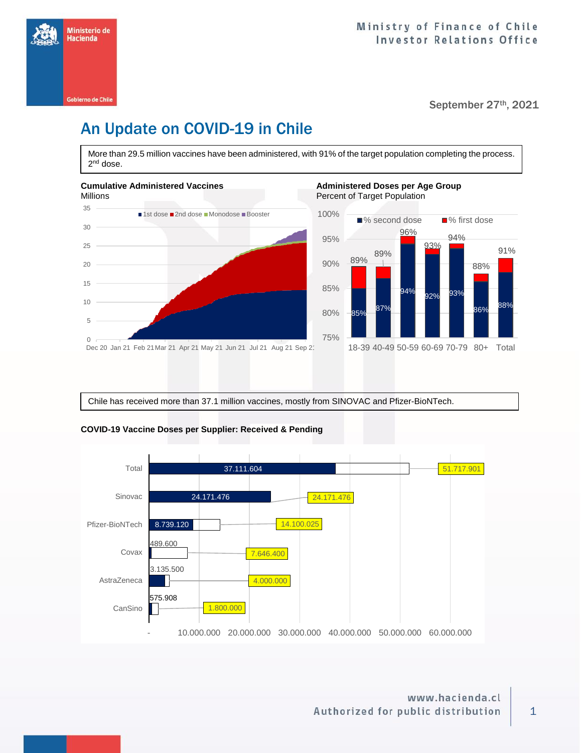Ministry of Finance of Chile
Investor Relations Office

September 27th, 2021

# An Update on COVID-19 in Chile

More than 29.5 million vaccines have been administered, with 91% of the target population completing the process. 2nd dose.

**Cumulative Administered Vaccines**
Millions

**Administered Doses per Age Group**
Percent of Target Population

| Age group | % second dose | % first dose |
| --- | --- | --- |
| 18-39 | 85% | 89% |
| 40-49 | 87% | 89% |
| 50-59 | 94% | 96% |
| 60-69 | 92% | 93% |
| 70-79 | 93% | 94% |
| 80+ | 86% | 88% |
| Total | 88% | 91% |

Chile has received more than 37.1 million vaccines, mostly from SINOVAC and Pfizer-BioNTech.

**COVID-19 Vaccine Doses per Supplier: Received & Pending**

| Supplier | Received | Total |
| --- | --- | --- |
| Total | 37.111.604 | 51.717.901 |
| Sinovac | 24.171.476 | 24.171.476 |
| Pfizer-BioNTech | 8.739.120 | 14.100.025 |
| Covax | 489.600 | 7.646.400 |
| AstraZeneca | 3.135.500 | 4.000.000 |
| CanSino | 575.908 | 1.800.000 |

www.hacienda.cl
Authorized for public distribution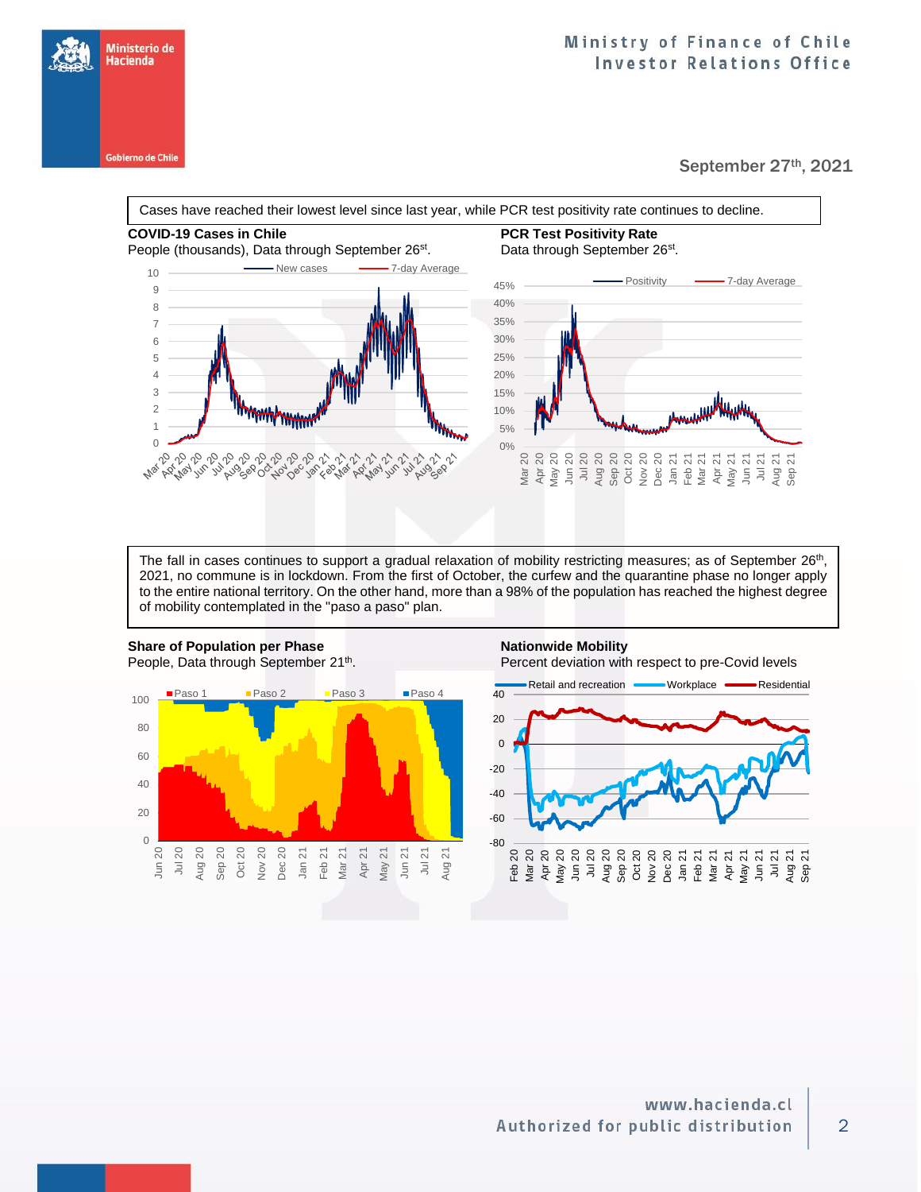Cases have reached their lowest level since last year, while PCR test positivity rate continues to decline.

**COVID-19 Cases in Chile**
People (thousands), Data through September 26st.

**PCR Test Positivity Rate**
Data through September 26st.

The fall in cases continues to support a gradual relaxation of mobility restricting measures; as of September 26th, 2021, no commune is in lockdown. From the first of October, the curfew and the quarantine phase no longer apply to the entire national territory. On the other hand, more than a 98% of the population has reached the highest degree of mobility contemplated in the "paso a paso" plan.

**Share of Population per Phase**
People, Data through September 21th.

**Nationwide Mobility**
Percent deviation with respect to pre-Covid levels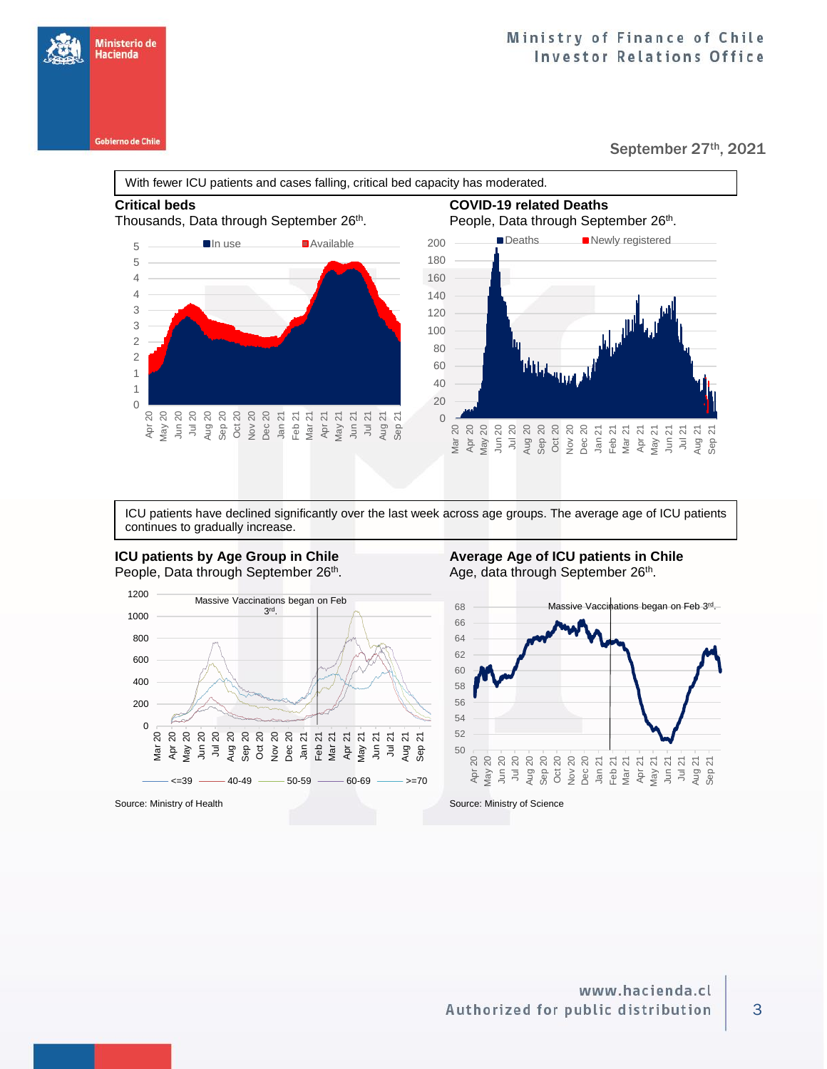September 27th, 2021

With fewer ICU patients and cases falling, critical bed capacity has moderated.

**Critical beds**
Thousands, Data through September 26th.

In use
Available

5
5
4
4
3
3
2
2
1
1
0

Apr 20 May 20 Jun 20 Jul 20 Aug 20 Sep 20 Oct 20 Nov 20 Dec 20 Jan 21 Feb 21 Mar 21 Apr 21 May 21 Jun 21 Jul 21 Aug 21 Sep 21

**COVID-19 related Deaths**
People, Data through September 26th.

Deaths
Newly registered

200
180
160
140
120
100
80
60
40
20
0

Mar 20 Apr 20 May 20 Jun 20 Jul 20 Aug 20 Sep 20 Oct 20 Nov 20 Dec 20 Jan 21 Feb 21 Mar 21 Apr 21 May 21 Jun 21 Jul 21 Aug 21 Sep 21

ICU patients have declined significantly over the last week across age groups. The average age of ICU patients continues to gradually increase.

**ICU patients by Age Group in Chile**
People, Data through September 26th.

Massive Vaccinations began on Feb 3rd.

1200
1000
800
600
400
200
0

Mar 20 Apr 20 May 20 Jun 20 Jul 20 Aug 20 Sep 20 Oct 20 Nov 20 Dec 20 Jan 21 Feb 21 Mar 21 Apr 21 May 21 Jun 21 Jul 21 Aug 21 Sep 21

<=39
40-49
50-59
60-69
>=70

Source: Ministry of Health

**Average Age of ICU patients in Chile**
Age, data through September 26th.

Massive Vaccinations began on Feb 3rd.

68
66
64
62
60
58
56
54
52
50

Apr 20 May 20 Jun 20 Jul 20 Aug 20 Sep 20 Oct 20 Nov 20 Dec 20 Jan 21 Feb 21 Mar 21 Apr 21 May 21 Jun 21 Jul 21 Aug 21 Sep 21

Source: Ministry of Science